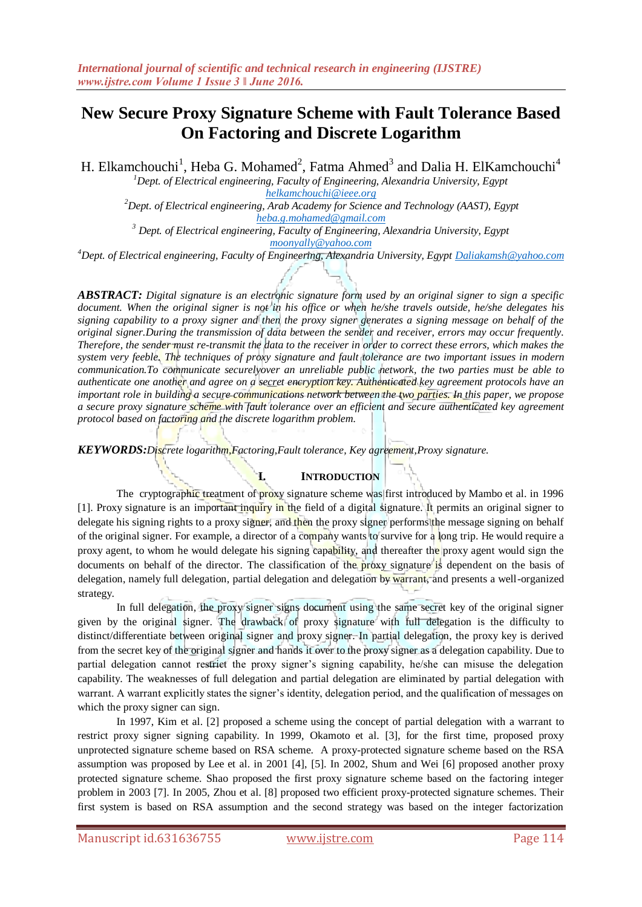# New Secure Proxy Signature Scheme with Fault Tolerance Based On Factoring and Discrete Logarithm

H. Elkamchouchi[1], Heba G. Mohamed[2], Fatma Ahmed[3] and Dalia H. ElKamchouchi[4]

[1]*Dept. of Electrical engineering, Faculty of Engineering, Alexandria University, Egypt*
helkamchouchi@ieee.org

[2]*Dept. of Electrical engineering, Arab Academy for Science and Technology (AAST), Egypt*
heba.g.mohamed@gmail.com

[3] *Dept. of Electrical engineering, Faculty of Engineering, Alexandria University, Egypt*
moonyally@yahoo.com

[4]*Dept. of Electrical engineering, Faculty of Engineering, Alexandria University, Egypt* Daliakamsh@yahoo.com

***ABSTRACT:*** *Digital signature is an electronic signature form used by an original signer to sign a specific document. When the original signer is not in his office or when he/she travels outside, he/she delegates his signing capability to a proxy signer and then the proxy signer generates a signing message on behalf of the original signer.During the transmission of data between the sender and receiver, errors may occur frequently. Therefore, the sender must re-transmit the data to the receiver in order to correct these errors, which makes the system very feeble. The techniques of proxy signature and fault tolerance are two important issues in modern communication.To communicate securelyover an unreliable public network, the two parties must be able to authenticate one another and agree on a secret encryption key. Authenticated key agreement protocols have an important role in building a secure communications network between the two parties. In this paper, we propose a secure proxy signature scheme with fault tolerance over an efficient and secure authenticated key agreement protocol based on factoring and the discrete logarithm problem.*

***KEYWORDS:****Discrete logarithm,Factoring,Fault tolerance, Key agreement,Proxy signature.*

## I. INTRODUCTION

The cryptographic treatment of proxy signature scheme was first introduced by Mambo et al. in 1996 [1]. Proxy signature is an important inquiry in the field of a digital signature. It permits an original signer to delegate his signing rights to a proxy signer, and then the proxy signer performs the message signing on behalf of the original signer. For example, a director of a company wants to survive for a long trip. He would require a proxy agent, to whom he would delegate his signing capability, and thereafter the proxy agent would sign the documents on behalf of the director. The classification of the proxy signature is dependent on the basis of delegation, namely full delegation, partial delegation and delegation by warrant, and presents a well-organized strategy.

In full delegation, the proxy signer signs document using the same secret key of the original signer given by the original signer. The drawback of proxy signature with full delegation is the difficulty to distinct/differentiate between original signer and proxy signer. In partial delegation, the proxy key is derived from the secret key of the original signer and hands it over to the proxy signer as a delegation capability. Due to partial delegation cannot restrict the proxy signer's signing capability, he/she can misuse the delegation capability. The weaknesses of full delegation and partial delegation are eliminated by partial delegation with warrant. A warrant explicitly states the signer's identity, delegation period, and the qualification of messages on which the proxy signer can sign.

In 1997, Kim et al. [2] proposed a scheme using the concept of partial delegation with a warrant to restrict proxy signer signing capability. In 1999, Okamoto et al. [3], for the first time, proposed proxy unprotected signature scheme based on RSA scheme. A proxy-protected signature scheme based on the RSA assumption was proposed by Lee et al. in 2001 [4], [5]. In 2002, Shum and Wei [6] proposed another proxy protected signature scheme. Shao proposed the first proxy signature scheme based on the factoring integer problem in 2003 [7]. In 2005, Zhou et al. [8] proposed two efficient proxy-protected signature schemes. Their first system is based on RSA assumption and the second strategy was based on the integer factorization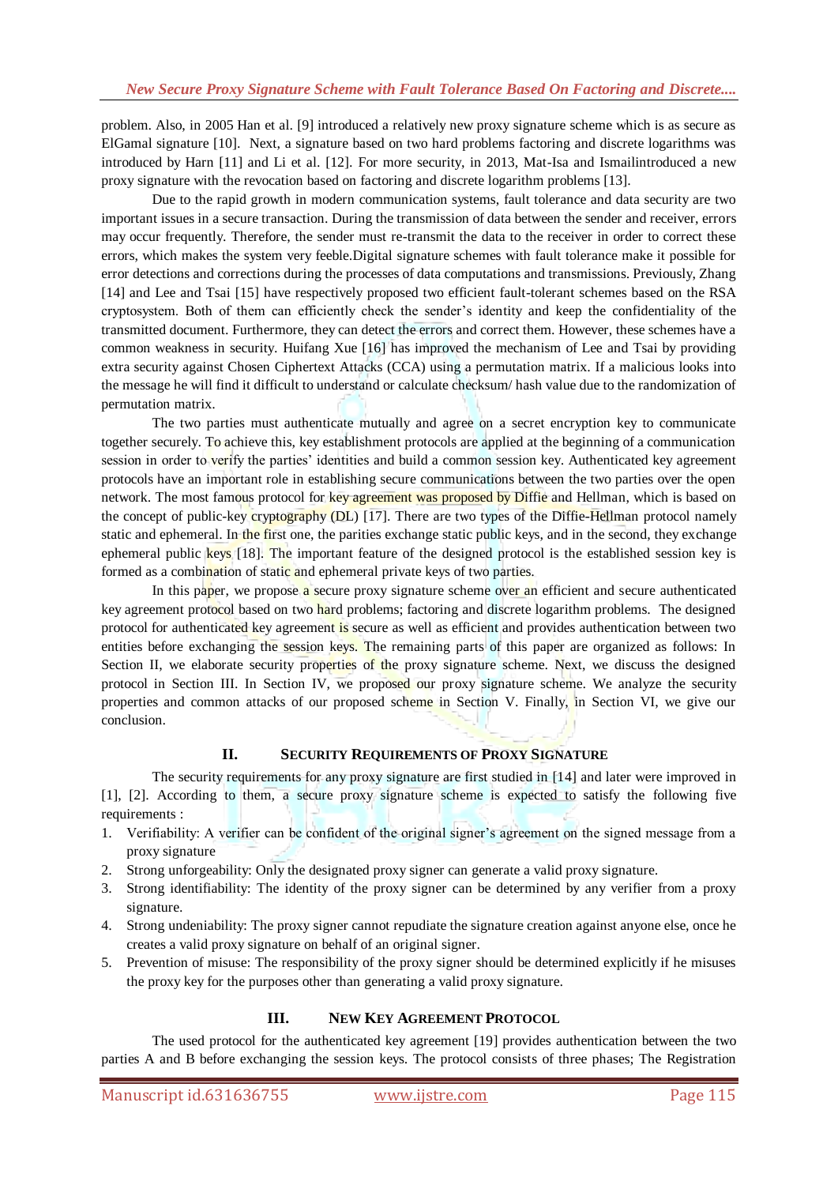problem. Also, in 2005 Han et al. [9] introduced a relatively new proxy signature scheme which is as secure as ElGamal signature [10]. Next, a signature based on two hard problems factoring and discrete logarithms was introduced by Harn [11] and Li et al. [12]. For more security, in 2013, Mat-Isa and Ismailintroduced a new proxy signature with the revocation based on factoring and discrete logarithm problems [13].

Due to the rapid growth in modern communication systems, fault tolerance and data security are two important issues in a secure transaction. During the transmission of data between the sender and receiver, errors may occur frequently. Therefore, the sender must re-transmit the data to the receiver in order to correct these errors, which makes the system very feeble.Digital signature schemes with fault tolerance make it possible for error detections and corrections during the processes of data computations and transmissions. Previously, Zhang [14] and Lee and Tsai [15] have respectively proposed two efficient fault-tolerant schemes based on the RSA cryptosystem. Both of them can efficiently check the sender's identity and keep the confidentiality of the transmitted document. Furthermore, they can detect the errors and correct them. However, these schemes have a common weakness in security. Huifang Xue [16] has improved the mechanism of Lee and Tsai by providing extra security against Chosen Ciphertext Attacks (CCA) using a permutation matrix. If a malicious looks into the message he will find it difficult to understand or calculate checksum/ hash value due to the randomization of permutation matrix.

The two parties must authenticate mutually and agree on a secret encryption key to communicate together securely. To achieve this, key establishment protocols are applied at the beginning of a communication session in order to verify the parties' identities and build a common session key. Authenticated key agreement protocols have an important role in establishing secure communications between the two parties over the open network. The most famous protocol for key agreement was proposed by Diffie and Hellman, which is based on the concept of public-key cryptography (DL) [17]. There are two types of the Diffie-Hellman protocol namely static and ephemeral. In the first one, the parities exchange static public keys, and in the second, they exchange ephemeral public keys [18]. The important feature of the designed protocol is the established session key is formed as a combination of static and ephemeral private keys of two parties.

In this paper, we propose a secure proxy signature scheme over an efficient and secure authenticated key agreement protocol based on two hard problems; factoring and discrete logarithm problems. The designed protocol for authenticated key agreement is secure as well as efficient and provides authentication between two entities before exchanging the session keys. The remaining parts of this paper are organized as follows: In Section II, we elaborate security properties of the proxy signature scheme. Next, we discuss the designed protocol in Section III. In Section IV, we proposed our proxy signature scheme. We analyze the security properties and common attacks of our proposed scheme in Section V. Finally, in Section VI, we give our conclusion.

## II. Security Requirements of Proxy Signature

The security requirements for any proxy signature are first studied in [14] and later were improved in [1], [2]. According to them, a secure proxy signature scheme is expected to satisfy the following five requirements :

1. Verifiability: A verifier can be confident of the original signer's agreement on the signed message from a proxy signature
2. Strong unforgeability: Only the designated proxy signer can generate a valid proxy signature.
3. Strong identifiability: The identity of the proxy signer can be determined by any verifier from a proxy signature.
4. Strong undeniability: The proxy signer cannot repudiate the signature creation against anyone else, once he creates a valid proxy signature on behalf of an original signer.
5. Prevention of misuse: The responsibility of the proxy signer should be determined explicitly if he misuses the proxy key for the purposes other than generating a valid proxy signature.

## III. New Key Agreement Protocol

The used protocol for the authenticated key agreement [19] provides authentication between the two parties A and B before exchanging the session keys. The protocol consists of three phases; The Registration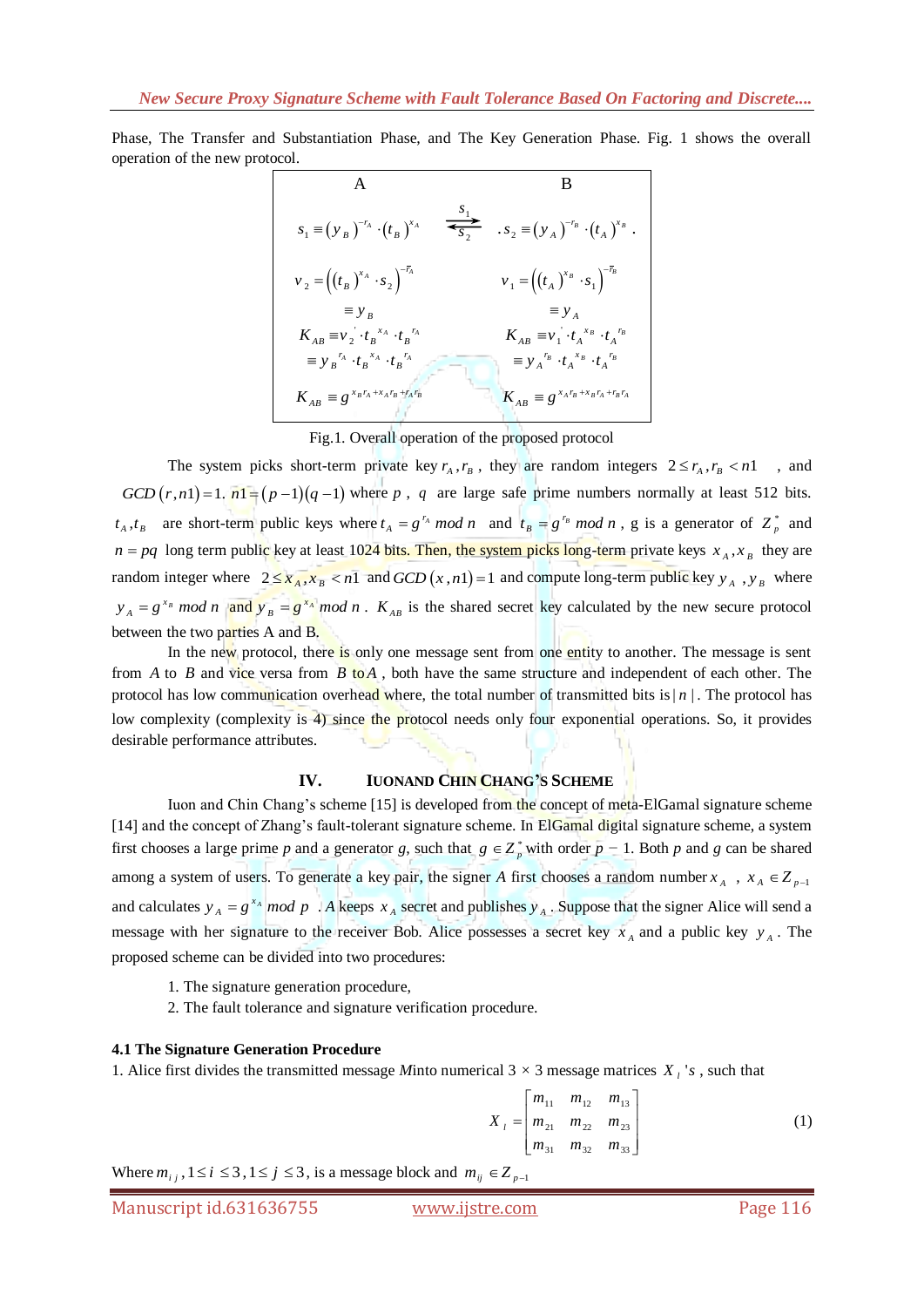Phase, The Transfer and Substantiation Phase, and The Key Generation Phase. Fig. 1 shows the overall operation of the new protocol.

| A | | B |
|---|---|---|
| $s_1 \equiv (y_B)^{-r_A} \cdot (t_B)^{x_A}$ | $\xrightarrow{s_1}$ $\xleftarrow{s_2}$ | $s_2 \equiv (y_A)^{-r_B} \cdot (t_A)^{x_B}$ |
| $v_2 = \left((t_B)^{x_A} \cdot s_2\right)^{-\overline{r}_A}$ | | $v_1 = \left((t_A)^{x_B} \cdot s_1\right)^{-\overline{r}_B}$ |
| $\equiv y_B$ | | $\equiv y_A$ |
| $K_{AB} \equiv v_2' \cdot t_B^{x_A} \cdot t_B^{r_A}$ | | $K_{AB} \equiv v_1' \cdot t_A^{x_B} \cdot t_A^{r_B}$ |
| $\equiv y_B^{r_A} \cdot t_B^{x_A} \cdot t_B^{r_A}$ | | $\equiv y_A^{r_B} \cdot t_A^{x_B} \cdot t_A^{r_B}$ |
| $K_{AB} \equiv g^{x_B r_A + x_A r_B + r_A r_B}$ | | $K_{AB} \equiv g^{x_A r_B + x_B r_A + r_B r_A}$ |

Fig.1. Overall operation of the proposed protocol

The system picks short-term private key $r_A, r_B$, they are random integers $2 \le r_A, r_B < n1$ , and $GCD(r, n1) = 1$. $n1 = (p-1)(q-1)$ where $p$ , $q$ are large safe prime numbers normally at least 512 bits. $t_A, t_B$ are short-term public keys where $t_A = g^{r_A} \bmod n$ and $t_B = g^{r_B} \bmod n$ , g is a generator of $Z_p^*$ and $n = pq$ long term public key at least 1024 bits. Then, the system picks long-term private keys $x_A, x_B$ they are random integer where $2 \le x_A, x_B < n1$ and $GCD(x, n1) = 1$ and compute long-term public key $y_A, y_B$ where $y_A = g^{x_B} \bmod n$ and $y_B = g^{x_A} \bmod n$ . $K_{AB}$ is the shared secret key calculated by the new secure protocol between the two parties A and B.

In the new protocol, there is only one message sent from one entity to another. The message is sent from $A$ to $B$ and vice versa from $B$ to $A$ , both have the same structure and independent of each other. The protocol has low communication overhead where, the total number of transmitted bits is $|n|$ . The protocol has low complexity (complexity is 4) since the protocol needs only four exponential operations. So, it provides desirable performance attributes.

## IV. IUONAND CHIN CHANG'S SCHEME

Iuon and Chin Chang's scheme [15] is developed from the concept of meta-ElGamal signature scheme [14] and the concept of Zhang's fault-tolerant signature scheme. In ElGamal digital signature scheme, a system first chooses a large prime $p$ and a generator $g$, such that $g \in Z_p^*$ with order $p - 1$. Both $p$ and $g$ can be shared among a system of users. To generate a key pair, the signer $A$ first chooses a random number $x_A$ , $x_A \in Z_{p-1}$ and calculates $y_A = g^{x_A} \bmod p$ . $A$ keeps $x_A$ secret and publishes $y_A$ . Suppose that the signer Alice will send a message with her signature to the receiver Bob. Alice possesses a secret key $x_A$ and a public key $y_A$ . The proposed scheme can be divided into two procedures:

1. The signature generation procedure,
2. The fault tolerance and signature verification procedure.

### 4.1 The Signature Generation Procedure

1. Alice first divides the transmitted message $M$ into numerical 3 × 3 message matrices $X_l$ 's , such that

$$X_l = \begin{bmatrix} m_{11} & m_{12} & m_{13} \\ m_{21} & m_{22} & m_{23} \\ m_{31} & m_{32} & m_{33} \end{bmatrix} \quad (1)$$

Where $m_{ij}, 1 \le i \le 3, 1 \le j \le 3$, is a message block and $m_{ij} \in Z_{p-1}$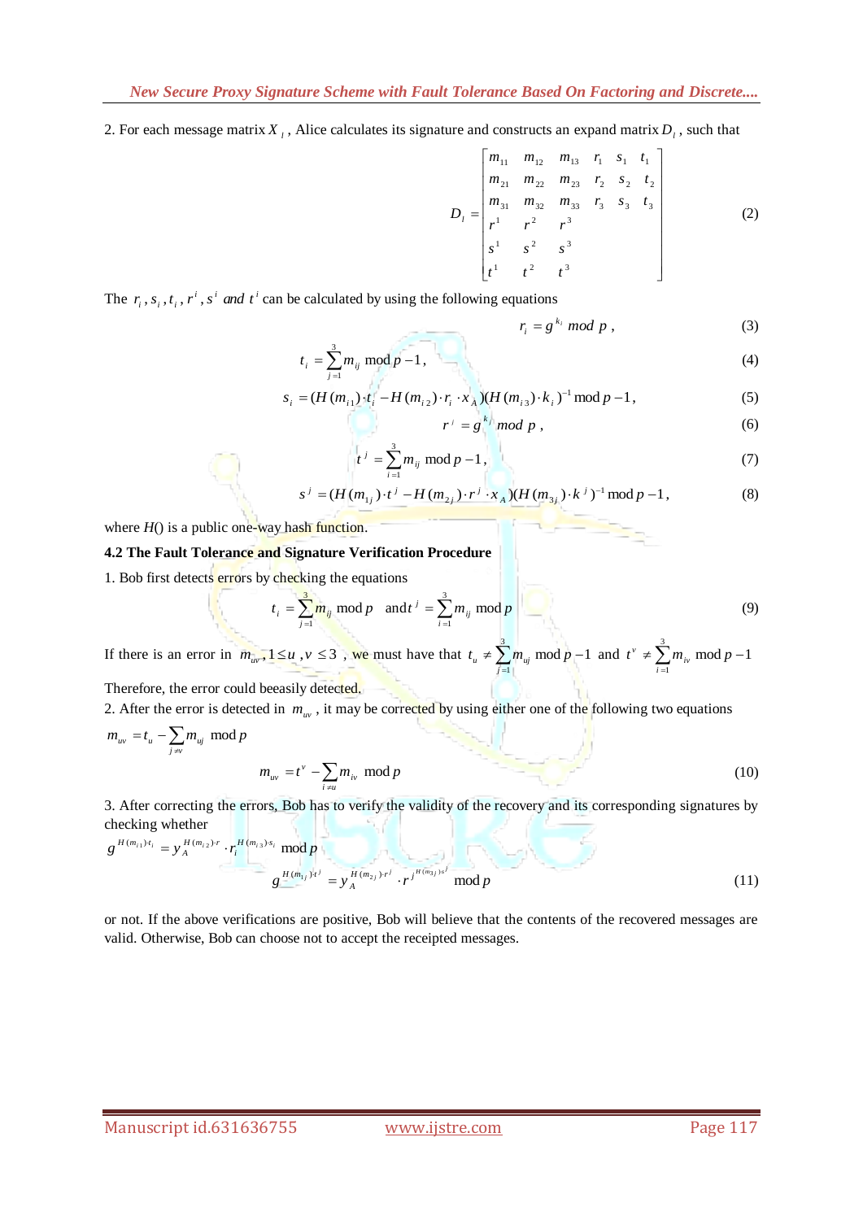2. For each message matrix $X_l$, Alice calculates its signature and constructs an expand matrix $D_l$, such that

$$D_l = \begin{bmatrix} m_{11} & m_{12} & m_{13} & r_1 & s_1 & t_1 \\ m_{21} & m_{22} & m_{23} & r_2 & s_2 & t_2 \\ m_{31} & m_{32} & m_{33} & r_3 & s_3 & t_3 \\ r^1 & r^2 & r^3 & & & \\ s^1 & s^2 & s^3 & & & \\ t^1 & t^2 & t^3 & & & \end{bmatrix} \tag{2}$$

The $r_i, s_i, t_i, r^i, s^i$ *and* $t^i$ can be calculated by using the following equations

$$r_i = g^{k_i} \bmod p, \tag{3}$$

$$t_i = \sum_{j=1}^{3} m_{ij} \bmod p-1, \tag{4}$$

$$s_i = (H(m_{i1}) \cdot t_i - H(m_{i2}) \cdot r_i \cdot x_A)(H(m_{i3}) \cdot k_i)^{-1} \bmod p-1, \tag{5}$$

$$r^j = g^{k^j} \bmod p, \tag{6}$$

$$t^j = \sum_{i=1}^{3} m_{ij} \bmod p-1, \tag{7}$$

$$s^j = (H(m_{1j}) \cdot t^j - H(m_{2j}) \cdot r^j \cdot x_A)(H(m_{3j}) \cdot k^j)^{-1} \bmod p-1, \tag{8}$$

where $H()$ is a public one-way hash function.

**4.2 The Fault Tolerance and Signature Verification Procedure**

1. Bob first detects errors by checking the equations

$$t_i = \sum_{j=1}^{3} m_{ij} \bmod p \quad \text{and} \; t^j = \sum_{i=1}^{3} m_{ij} \bmod p \tag{9}$$

If there is an error in $m_{uv}, 1 \le u, v \le 3$, we must have that $t_u \ne \sum_{j=1}^{3} m_{uj} \bmod p-1$ and $t^v \ne \sum_{i=1}^{3} m_{iv} \bmod p-1$

Therefore, the error could beeasily detected.

2. After the error is detected in $m_{uv}$, it may be corrected by using either one of the following two equations

$$m_{uv} = t_u - \sum_{j \ne v} m_{uj} \bmod p$$

$$m_{uv} = t^v - \sum_{i \ne u} m_{iv} \bmod p \tag{10}$$

3. After correcting the errors, Bob has to verify the validity of the recovery and its corresponding signatures by checking whether

$$g^{H(m_{i1}) \cdot t_i} = y_A^{H(m_{i2}) \cdot r} \cdot r_i^{H(m_{i3}) \cdot s_i} \bmod p$$

$$g^{H(m_{1j}) \cdot t^j} = y_A^{H(m_{2j}) \cdot r^j} \cdot r^{j^{H(m_{3j}) \cdot s^j}} \bmod p \tag{11}$$

or not. If the above verifications are positive, Bob will believe that the contents of the recovered messages are valid. Otherwise, Bob can choose not to accept the receipted messages.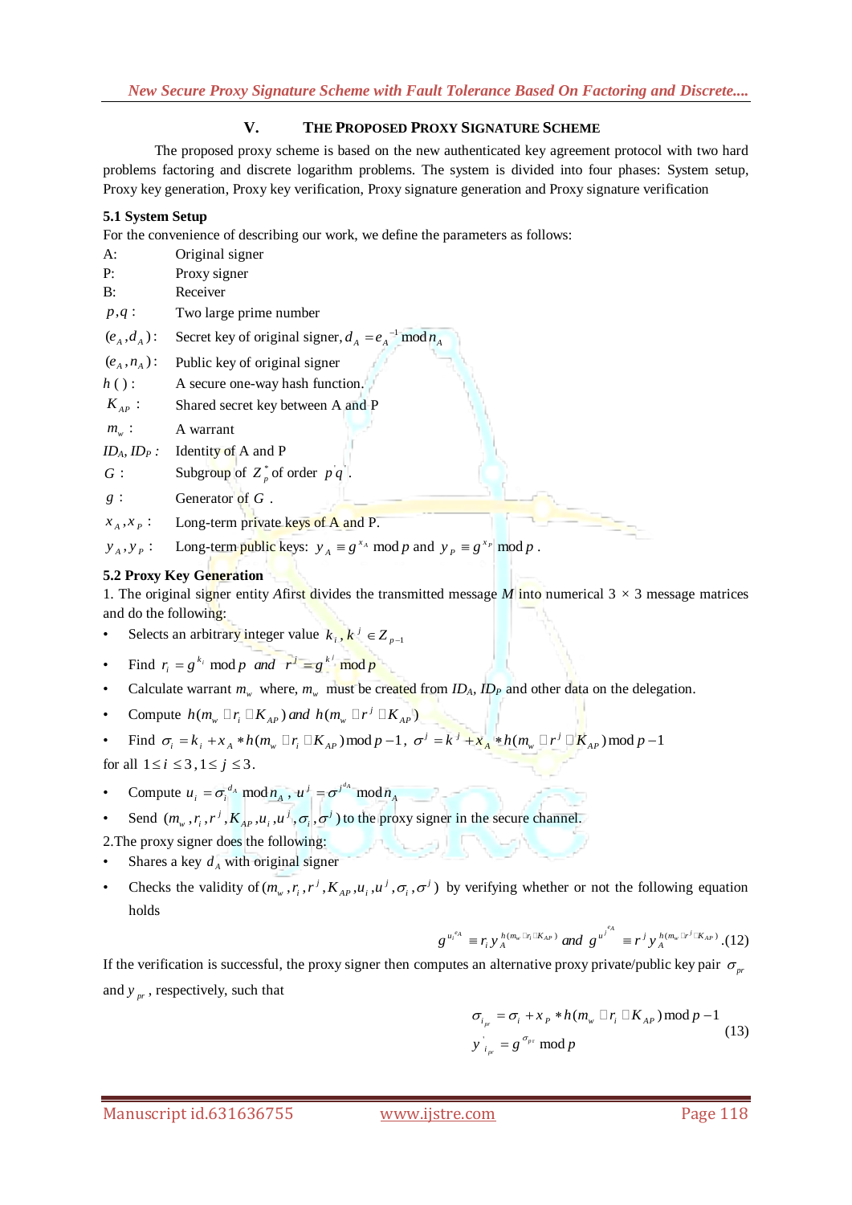## V. THE PROPOSED PROXY SIGNATURE SCHEME

The proposed proxy scheme is based on the new authenticated key agreement protocol with two hard problems factoring and discrete logarithm problems. The system is divided into four phases: System setup, Proxy key generation, Proxy key verification, Proxy signature generation and Proxy signature verification

### 5.1 System Setup

For the convenience of describing our work, we define the parameters as follows:

A: Original signer

P: Proxy signer

B: Receiver

$p, q$ : Two large prime number

$(e_A, d_A)$: Secret key of original signer, $d_A = e_A^{-1} \bmod n_A$

$(e_A, n_A)$: Public key of original signer

$h(\,)$: A secure one-way hash function.

$K_{AP}$ : Shared secret key between A and P

$m_w$ : A warrant

$ID_A, ID_P$ : Identity of A and P

$G$ : Subgroup of $Z_p^*$ of order $p^{'}q^{'}$.

$g$ : Generator of $G$ .

$x_A, x_P$ : Long-term private keys of A and P.

$y_A, y_P$ : Long-term public keys: $y_A \equiv g^{x_A} \bmod p$ and $y_P \equiv g^{x_P} \bmod p$ .

### 5.2 Proxy Key Generation

1. The original signer entity *A*first divides the transmitted message *M* into numerical 3 × 3 message matrices and do the following:

- Selects an arbitrary integer value $k_i, k^j \in Z_{p-1}$
- Find $r_i = g^{k_i} \bmod p$ *and* $r^j = g^{k^j} \bmod p$
- Calculate warrant $m_w$ where, $m_w$ must be created from $ID_A$, $ID_P$ and other data on the delegation.
- Compute $h(m_w \| r_i \| K_{AP})$ *and* $h(m_w \| r^j \| K_{AP})$
- Find $\sigma_i = k_i + x_A * h(m_w \| r_i \| K_{AP}) \bmod p-1,\ \sigma^j = k^j + x_A * h(m_w \| r^j \| K_{AP}) \bmod p-1$

for all $1 \le i \le 3, 1 \le j \le 3$.

- Compute $u_i = \sigma_i^{d_A} \bmod n_A$ , $u^j = \sigma^{j^{d_A}} \bmod n_A$
- Send $(m_w, r_i, r^j, K_{AP}, u_i, u^j, \sigma_i, \sigma^j)$ to the proxy signer in the secure channel.

2.The proxy signer does the following:

- Shares a key $d_A$ with original signer
- Checks the validity of $(m_w, r_i, r^j, K_{AP}, u_i, u^j, \sigma_i, \sigma^j)$ by verifying whether or not the following equation holds

$$g^{u_i^{e_A}} \equiv r_i\, y_A^{h(m_w \| r_i \| K_{AP})} \; and \; g^{u^{j^{e_A}}} \equiv r^j\, y_A^{h(m_w \| r^j \| K_{AP})} \quad (12)$$

If the verification is successful, the proxy signer then computes an alternative proxy private/public key pair $\sigma_{pr}$ and $y_{pr}$ , respectively, such that

$$\begin{aligned} \sigma_{i_{pr}} &= \sigma_i + x_P * h(m_w \| r_i \| K_{AP}) \bmod p-1 \\ y^{'}_{i_{pr}} &= g^{\sigma_{pr}} \bmod p \end{aligned} \quad (13)$$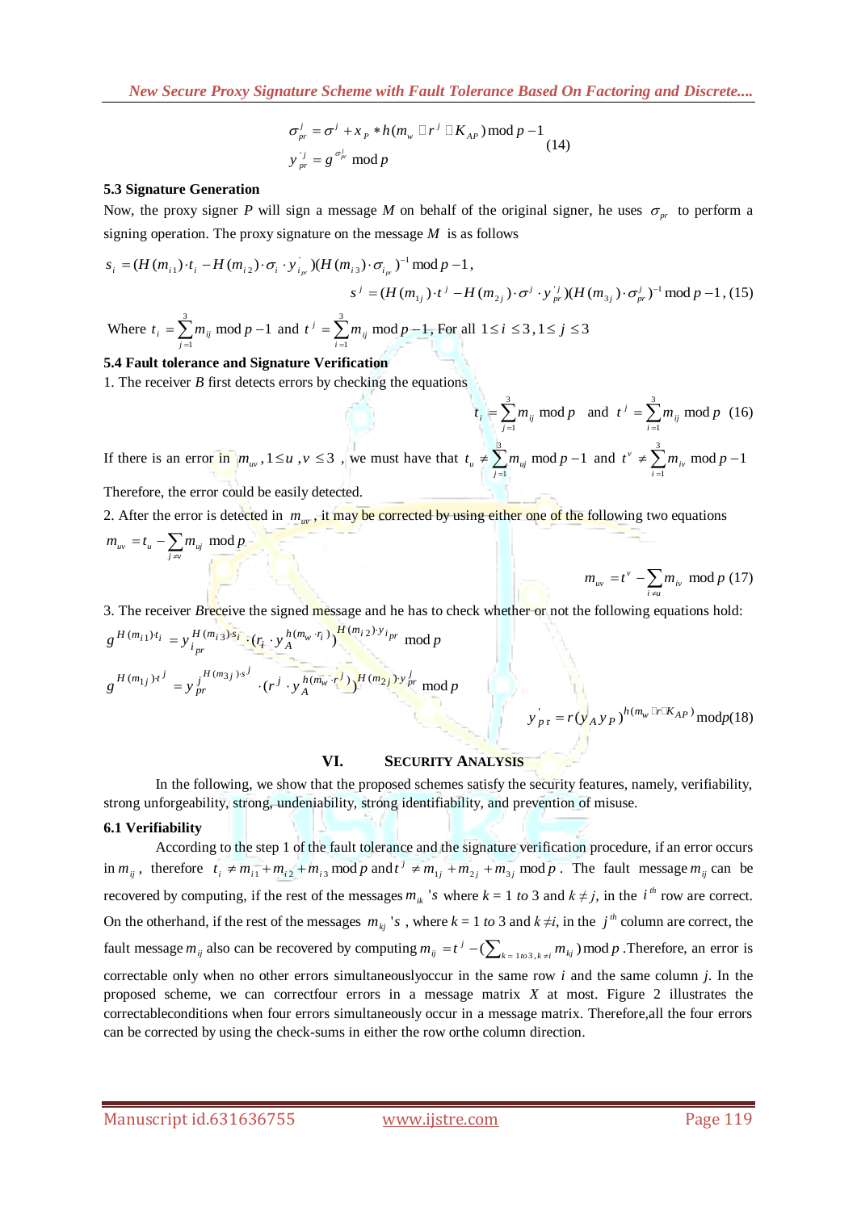$$\sigma_{pr}^{j} = \sigma^{j} + x_P * h(m_w \,\square\, r^{j} \,\square\, K_{AP}) \bmod p-1$$
$$y_{pr}^{'j} = g^{\sigma_{pr}^{j}} \bmod p \quad (14)$$

**5.3 Signature Generation**

Now, the proxy signer $P$ will sign a message $M$ on behalf of the original signer, he uses $\sigma_{pr}$ to perform a signing operation. The proxy signature on the message $M$ is as follows

$$s_i = (H(m_{i1}) \cdot t_i - H(m_{i2}) \cdot \sigma_i \cdot y_{i_{pr}}^{'})(H(m_{i3}) \cdot \sigma_{i_{pr}})^{-1} \bmod p-1,$$

$$s^{j} = (H(m_{1j}) \cdot t^{j} - H(m_{2j}) \cdot \sigma^{j} \cdot y_{pr}^{'j})(H(m_{3j}) \cdot \sigma_{pr}^{j})^{-1} \bmod p-1, \quad (15)$$

Where $t_i = \sum_{j=1}^{3} m_{ij} \bmod p-1$ and $t^{j} = \sum_{i=1}^{3} m_{ij} \bmod p-1$, For all $1 \le i \le 3, 1 \le j \le 3$

**5.4 Fault tolerance and Signature Verification**

1. The receiver $B$ first detects errors by checking the equations

$$t_i = \sum_{j=1}^{3} m_{ij} \bmod p \quad \text{and} \quad t^{j} = \sum_{i=1}^{3} m_{ij} \bmod p \quad (16)$$

If there is an error in $m_{uv}, 1 \le u, v \le 3$, we must have that $t_u \ne \sum_{j=1}^{3} m_{uj} \bmod p-1$ and $t^{v} \ne \sum_{i=1}^{3} m_{iv} \bmod p-1$

Therefore, the error could be easily detected.

2. After the error is detected in $m_{uv}$, it may be corrected by using either one of the following two equations

$$m_{uv} = t_u - \sum_{j \ne v} m_{uj} \bmod p$$

$$m_{uv} = t^{v} - \sum_{i \ne u} m_{iv} \bmod p \quad (17)$$

3. The receiver $B$ receive the signed message and he has to check whether or not the following equations hold:

$$g^{H(m_{i1}) \cdot t_i} = y_{i_{pr}}^{H(m_{i3}) \cdot s_i} \cdot (r_i \cdot y_A^{h(m_w \cdot r_i)})^{H(m_{i2}) \cdot y_{i_{pr}}} \bmod p$$

$$g^{H(m_{1j}) \cdot t^{j}} = y_{pr}^{j\, H(m_{3j}) \cdot s^{j}} \cdot (r^{j} \cdot y_A^{h(m_w \cdot r^{j})})^{H(m_{2j}) \cdot y_{pr}^{j}} \bmod p$$

$$y_{pr}^{'} = r(y_A y_P)^{h(m_w \,\square\, r \,\square\, K_{AP})} \bmod p \quad (18)$$

## VI. SECURITY ANALYSIS

In the following, we show that the proposed schemes satisfy the security features, namely, verifiability, strong unforgeability, strong, undeniability, strong identifiability, and prevention of misuse.

**6.1 Verifiability**

According to the step 1 of the fault tolerance and the signature verification procedure, if an error occurs in $m_{ij}$, therefore $t_i \ne m_{i1} + m_{i2} + m_{i3} \bmod p$ and $t^{j} \ne m_{1j} + m_{2j} + m_{3j} \bmod p$. The fault message $m_{ij}$ can be recovered by computing, if the rest of the messages $m_{ik}$ 's where $k = 1$ *to* 3 and $k \ne j$, in the $i^{th}$ row are correct. On the otherhand, if the rest of the messages $m_{kj}$ 's, where $k = 1$ *to* 3 and $k \ne i$, in the $j^{th}$ column are correct, the fault message $m_{ij}$ also can be recovered by computing $m_{ij} = t^{j} - (\sum_{k=1 to 3, k \ne i} m_{kj}) \bmod p$ .Therefore, an error is correctable only when no other errors simultaneouslyoccur in the same row $i$ and the same column $j$. In the proposed scheme, we can correctfour errors in a message matrix $X$ at most. Figure 2 illustrates the correctableconditions when four errors simultaneously occur in a message matrix. Therefore,all the four errors can be corrected by using the check-sums in either the row orthe column direction.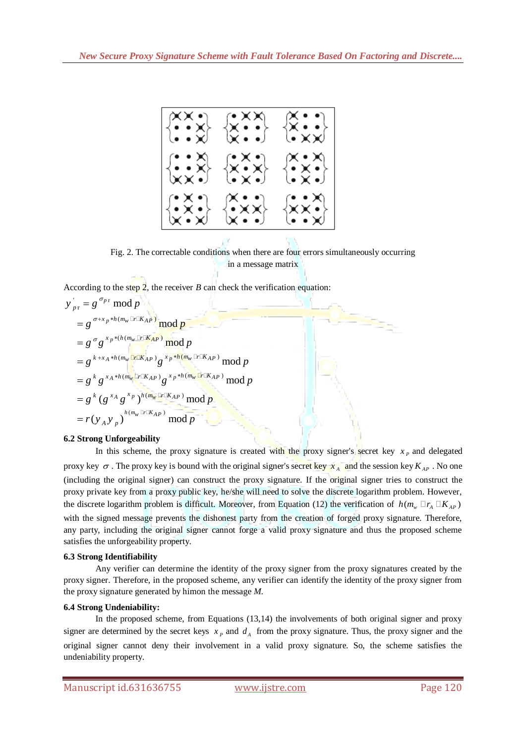Fig. 2. The correctable conditions when there are four errors simultaneously occurring in a message matrix

According to the step 2, the receiver *B* can check the verification equation:

$$
\begin{aligned}
y'_{p\mathrm{r}} &= g^{\sigma_{p\mathrm{r}}} \bmod p \\
&= g^{\sigma + x_p * h(m_w \| r \| K_{AP})} \bmod p \\
&= g^{\sigma} g^{x_p *(h(m_w \| r \| K_{AP})} \bmod p \\
&= g^{k + x_A * h(m_w \| r \| K_{AP})} g^{x_p * h(m_w \| r \| K_{AP})} \bmod p \\
&= g^{k} g^{x_A * h(m_w \| r \| K_{AP})} g^{x_p * h(m_w \| r \| K_{AP})} \bmod p \\
&= g^{k} (g^{x_A} g^{x_p})^{h(m_w \| r \| K_{AP})} \bmod p \\
&= r (y_A y_p)^{h(m_w \| r \| K_{AP})} \bmod p
\end{aligned}
$$

**6.2 Strong Unforgeability**

In this scheme, the proxy signature is created with the proxy signer's secret key $x_P$ and delegated proxy key $\sigma$. The proxy key is bound with the original signer's secret key $x_A$ and the session key $K_{AP}$. No one (including the original signer) can construct the proxy signature. If the original signer tries to construct the proxy private key from a proxy public key, he/she will need to solve the discrete logarithm problem. However, the discrete logarithm problem is difficult. Moreover, from Equation (12) the verification of $h(m_w \| r_A \| K_{AP})$ with the signed message prevents the dishonest party from the creation of forged proxy signature. Therefore, any party, including the original signer cannot forge a valid proxy signature and thus the proposed scheme satisfies the unforgeability property.

**6.3 Strong Identifiability**

Any verifier can determine the identity of the proxy signer from the proxy signatures created by the proxy signer. Therefore, in the proposed scheme, any verifier can identify the identity of the proxy signer from the proxy signature generated by himon the message *M.*

**6.4 Strong Undeniability:**

In the proposed scheme, from Equations (13,14) the involvements of both original signer and proxy signer are determined by the secret keys $x_p$ and $d_A$ from the proxy signature. Thus, the proxy signer and the original signer cannot deny their involvement in a valid proxy signature. So, the scheme satisfies the undeniability property.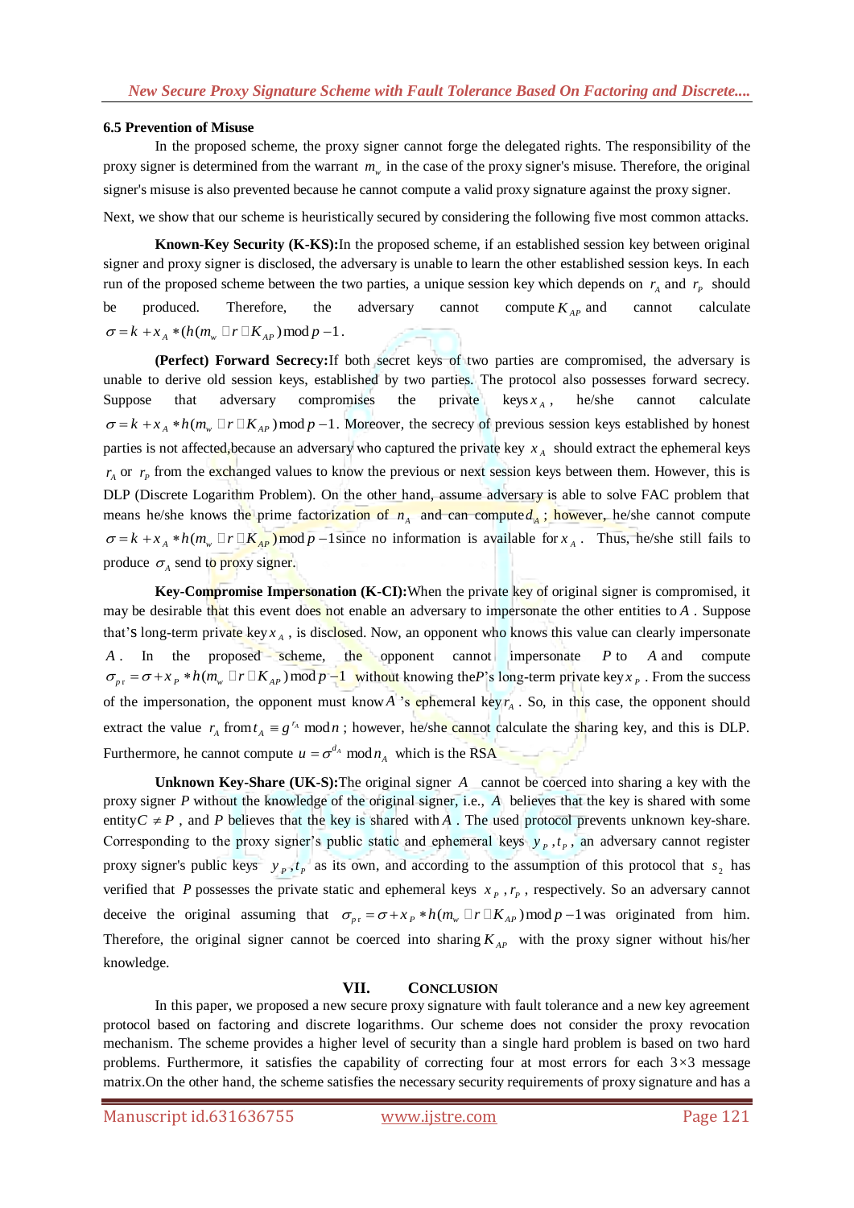### 6.5 Prevention of Misuse

In the proposed scheme, the proxy signer cannot forge the delegated rights. The responsibility of the proxy signer is determined from the warrant $m_w$ in the case of the proxy signer's misuse. Therefore, the original signer's misuse is also prevented because he cannot compute a valid proxy signature against the proxy signer.

Next, we show that our scheme is heuristically secured by considering the following five most common attacks.

**Known-Key Security (K-KS):** In the proposed scheme, if an established session key between original signer and proxy signer is disclosed, the adversary is unable to learn the other established session keys. In each run of the proposed scheme between the two parties, a unique session key which depends on $r_A$ and $r_P$ should be produced. Therefore, the adversary cannot compute $K_{AP}$ and cannot calculate $\sigma = k + x_A * (h(m_w \| r \| K_{AP}) \bmod p - 1$.

**(Perfect) Forward Secrecy:** If both secret keys of two parties are compromised, the adversary is unable to derive old session keys, established by two parties. The protocol also possesses forward secrecy. Suppose that adversary compromises the private keys $x_A$, he/she cannot calculate $\sigma = k + x_A * h(m_w \| r \| K_{AP}) \bmod p - 1$. Moreover, the secrecy of previous session keys established by honest parties is not affected, because an adversary who captured the private key $x_A$ should extract the ephemeral keys $r_A$ or $r_P$ from the exchanged values to know the previous or next session keys between them. However, this is DLP (Discrete Logarithm Problem). On the other hand, assume adversary is able to solve FAC problem that means he/she knows the prime factorization of $n_A$ and can compute $d_A$; however, he/she cannot compute $\sigma = k + x_A * h(m_w \| r \| K_{AP}) \bmod p - 1$ since no information is available for $x_A$. Thus, he/she still fails to produce $\sigma_A$ send to proxy signer.

**Key-Compromise Impersonation (K-CI):** When the private key of original signer is compromised, it may be desirable that this event does not enable an adversary to impersonate the other entities to $A$. Suppose that's long-term private key $x_A$, is disclosed. Now, an opponent who knows this value can clearly impersonate $A$. In the proposed scheme, the opponent cannot impersonate $P$ to $A$ and compute $\sigma_{pr} = \sigma + x_P * h(m_w \| r \| K_{AP}) \bmod p - 1$ without knowing the $P$'s long-term private key $x_P$. From the success of the impersonation, the opponent must know $A$'s ephemeral key $r_A$. So, in this case, the opponent should extract the value $r_A$ from $t_A \equiv g^{r_A} \bmod n$; however, he/she cannot calculate the sharing key, and this is DLP. Furthermore, he cannot compute $u = \sigma^{d_A} \bmod n_A$ which is the RSA

**Unknown Key-Share (UK-S):** The original signer $A$ cannot be coerced into sharing a key with the proxy signer $P$ without the knowledge of the original signer, i.e., $A$ believes that the key is shared with some entity $C \neq P$, and $P$ believes that the key is shared with $A$. The used protocol prevents unknown key-share. Corresponding to the proxy signer's public static and ephemeral keys $y_P, t_P$, an adversary cannot register proxy signer's public keys $y_P, t_P$ as its own, and according to the assumption of this protocol that $s_2$ has verified that $P$ possesses the private static and ephemeral keys $x_P, r_P$, respectively. So an adversary cannot deceive the original assuming that $\sigma_{pr} = \sigma + x_P * h(m_w \| r \| K_{AP}) \bmod p - 1$ was originated from him. Therefore, the original signer cannot be coerced into sharing $K_{AP}$ with the proxy signer without his/her knowledge.

## VII. Conclusion

In this paper, we proposed a new secure proxy signature with fault tolerance and a new key agreement protocol based on factoring and discrete logarithms. Our scheme does not consider the proxy revocation mechanism. The scheme provides a higher level of security than a single hard problem is based on two hard problems. Furthermore, it satisfies the capability of correcting four at most errors for each $3\times3$ message matrix. On the other hand, the scheme satisfies the necessary security requirements of proxy signature and has a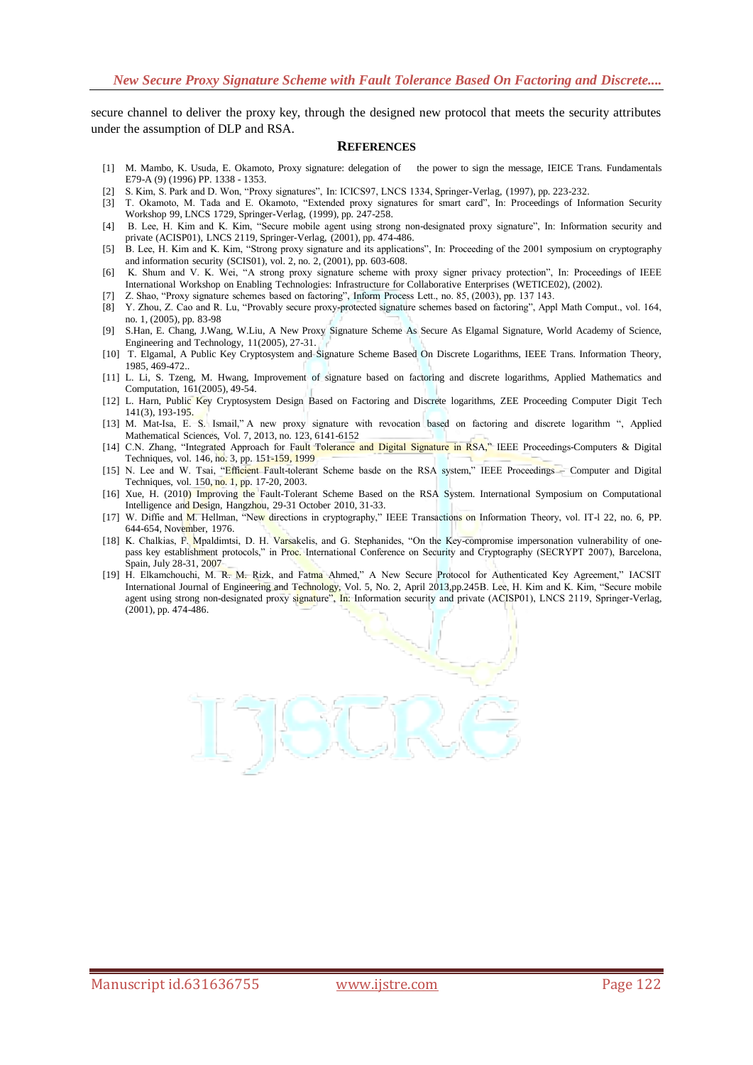secure channel to deliver the proxy key, through the designed new protocol that meets the security attributes under the assumption of DLP and RSA.

## REFERENCES

[1] M. Mambo, K. Usuda, E. Okamoto, Proxy signature: delegation of the power to sign the message, IEICE Trans. Fundamentals E79-A (9) (1996) PP. 1338 - 1353.

[2] S. Kim, S. Park and D. Won, "Proxy signatures", In: ICICS97, LNCS 1334, Springer-Verlag, (1997), pp. 223-232.

[3] T. Okamoto, M. Tada and E. Okamoto, "Extended proxy signatures for smart card", In: Proceedings of Information Security Workshop 99, LNCS 1729, Springer-Verlag, (1999), pp. 247-258.

[4] B. Lee, H. Kim and K. Kim, "Secure mobile agent using strong non-designated proxy signature", In: Information security and private (ACISP01), LNCS 2119, Springer-Verlag, (2001), pp. 474-486.

[5] B. Lee, H. Kim and K. Kim, "Strong proxy signature and its applications", In: Proceeding of the 2001 symposium on cryptography and information security (SCIS01), vol. 2, no. 2, (2001), pp. 603-608.

[6] K. Shum and V. K. Wei, "A strong proxy signature scheme with proxy signer privacy protection", In: Proceedings of IEEE International Workshop on Enabling Technologies: Infrastructure for Collaborative Enterprises (WETICE02), (2002).

[7] Z. Shao, "Proxy signature schemes based on factoring", Inform Process Lett., no. 85, (2003), pp. 137 143.

[8] Y. Zhou, Z. Cao and R. Lu, "Provably secure proxy-protected signature schemes based on factoring", Appl Math Comput., vol. 164, no. 1, (2005), pp. 83-98

[9] S.Han, E. Chang, J.Wang, W.Liu, A New Proxy Signature Scheme As Secure As Elgamal Signature, World Academy of Science, Engineering and Technology, 11(2005), 27-31.

[10] T. Elgamal, A Public Key Cryptosystem and Signature Scheme Based On Discrete Logarithms, IEEE Trans. Information Theory, 1985, 469-472..

[11] L. Li, S. Tzeng, M. Hwang, Improvement of signature based on factoring and discrete logarithms, Applied Mathematics and Computation, 161(2005), 49-54.

[12] L. Harn, Public Key Cryptosystem Design Based on Factoring and Discrete logarithms, ZEE Proceeding Computer Digit Tech 141(3), 193-195.

[13] M. Mat-Isa, E. S. Ismail," A new proxy signature with revocation based on factoring and discrete logarithm ", Applied Mathematical Sciences, Vol. 7, 2013, no. 123, 6141-6152

[14] C.N. Zhang, "Integrated Approach for Fault Tolerance and Digital Signature in RSA," IEEE Proceedings-Computers & Digital Techniques, vol. 146, no. 3, pp. 151-159, 1999

[15] N. Lee and W. Tsai, "Efficient Fault-tolerant Scheme basde on the RSA system," IEEE Proceedings – Computer and Digital Techniques, vol. 150, no. 1, pp. 17-20, 2003.

[16] Xue, H. (2010) Improving the Fault-Tolerant Scheme Based on the RSA System. International Symposium on Computational Intelligence and Design, Hangzhou, 29-31 October 2010, 31-33.

[17] W. Diffie and M. Hellman, "New directions in cryptography," IEEE Transactions on Information Theory, vol. IT-l 22, no. 6, PP. 644-654, November, 1976.

[18] K. Chalkias, F. Mpaldimtsi, D. H. Varsakelis, and G. Stephanides, "On the Key-compromise impersonation vulnerability of one-pass key establishment protocols," in Proc. International Conference on Security and Cryptography (SECRYPT 2007), Barcelona, Spain, July 28-31, 2007

[19] H. Elkamchouchi, M. R. M. Rizk, and Fatma Ahmed," A New Secure Protocol for Authenticated Key Agreement," IACSIT International Journal of Engineering and Technology, Vol. 5, No. 2, April 2013,pp.245B. Lee, H. Kim and K. Kim, "Secure mobile agent using strong non-designated proxy signature", In: Information security and private (ACISP01), LNCS 2119, Springer-Verlag, (2001), pp. 474-486.